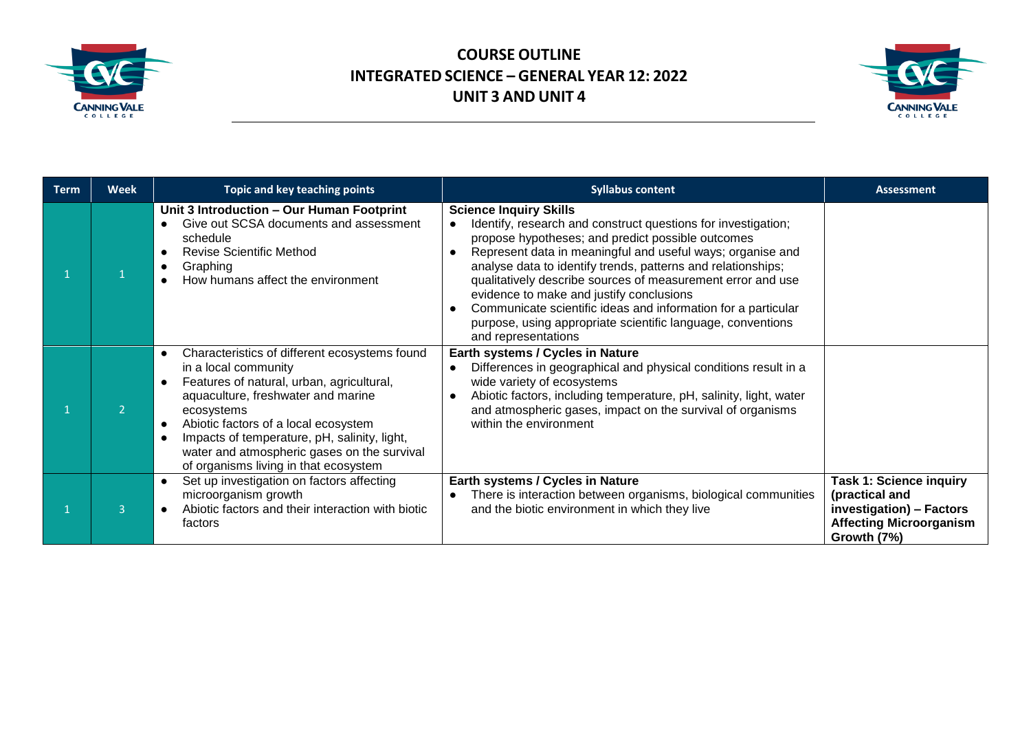# COURSE OUTLINE
## INTEGRATED SCIENCE – GENERAL YEAR 12: 2022
## UNIT 3 AND UNIT 4

| Term | Week | Topic and key teaching points | Syllabus content | Assessment |
|---|---|---|---|---|
| 1 | 1 | **Unit 3 Introduction – Our Human Footprint**<br>● Give out SCSA documents and assessment schedule<br>● Revise Scientific Method<br>● Graphing<br>● How humans affect the environment | **Science Inquiry Skills**<br>● Identify, research and construct questions for investigation; propose hypotheses; and predict possible outcomes<br>● Represent data in meaningful and useful ways; organise and analyse data to identify trends, patterns and relationships; qualitatively describe sources of measurement error and use evidence to make and justify conclusions<br>● Communicate scientific ideas and information for a particular purpose, using appropriate scientific language, conventions and representations | |
| 1 | 2 | ● Characteristics of different ecosystems found in a local community<br>● Features of natural, urban, agricultural, aquaculture, freshwater and marine ecosystems<br>● Abiotic factors of a local ecosystem<br>● Impacts of temperature, pH, salinity, light, water and atmospheric gases on the survival of organisms living in that ecosystem | **Earth systems / Cycles in Nature**<br>● Differences in geographical and physical conditions result in a wide variety of ecosystems<br>● Abiotic factors, including temperature, pH, salinity, light, water and atmospheric gases, impact on the survival of organisms within the environment | |
| 1 | 3 | ● Set up investigation on factors affecting microorganism growth<br>● Abiotic factors and their interaction with biotic factors | **Earth systems / Cycles in Nature**<br>● There is interaction between organisms, biological communities and the biotic environment in which they live | **Task 1: Science inquiry (practical and investigation) – Factors Affecting Microorganism Growth (7%)** |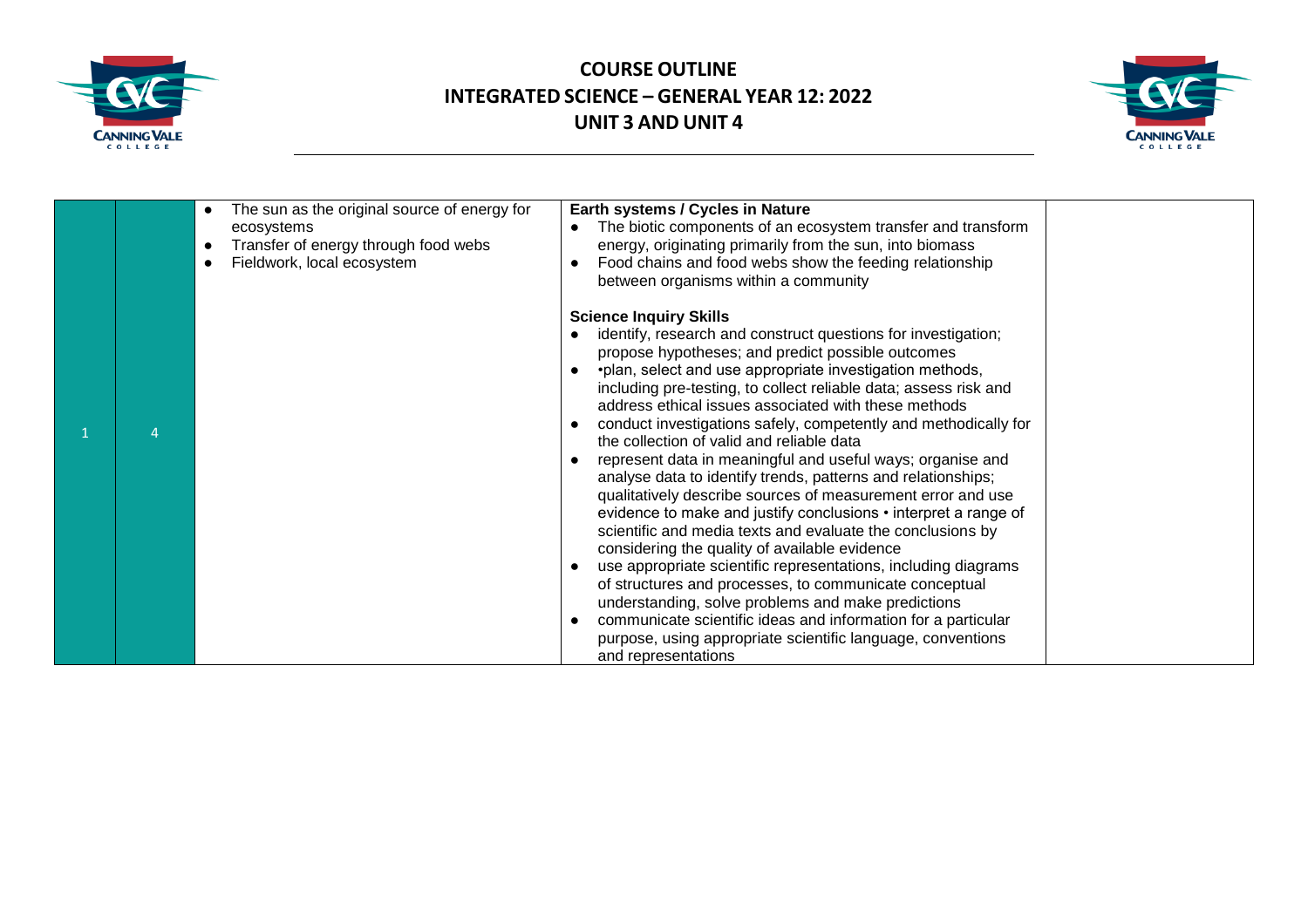# COURSE OUTLINE
## INTEGRATED SCIENCE – GENERAL YEAR 12: 2022
## UNIT 3 AND UNIT 4

| | | | | |
|---|---|---|---|---|
| 1 | 4 | • The sun as the original source of energy for ecosystems<br>• Transfer of energy through food webs<br>• Fieldwork, local ecosystem | **Earth systems / Cycles in Nature**<br>• The biotic components of an ecosystem transfer and transform energy, originating primarily from the sun, into biomass<br>• Food chains and food webs show the feeding relationship between organisms within a community<br><br>**Science Inquiry Skills**<br>• identify, research and construct questions for investigation; propose hypotheses; and predict possible outcomes<br>• •plan, select and use appropriate investigation methods, including pre-testing, to collect reliable data; assess risk and address ethical issues associated with these methods<br>• conduct investigations safely, competently and methodically for the collection of valid and reliable data<br>• represent data in meaningful and useful ways; organise and analyse data to identify trends, patterns and relationships; qualitatively describe sources of measurement error and use evidence to make and justify conclusions • interpret a range of scientific and media texts and evaluate the conclusions by considering the quality of available evidence<br>• use appropriate scientific representations, including diagrams of structures and processes, to communicate conceptual understanding, solve problems and make predictions<br>• communicate scientific ideas and information for a particular purpose, using appropriate scientific language, conventions and representations | |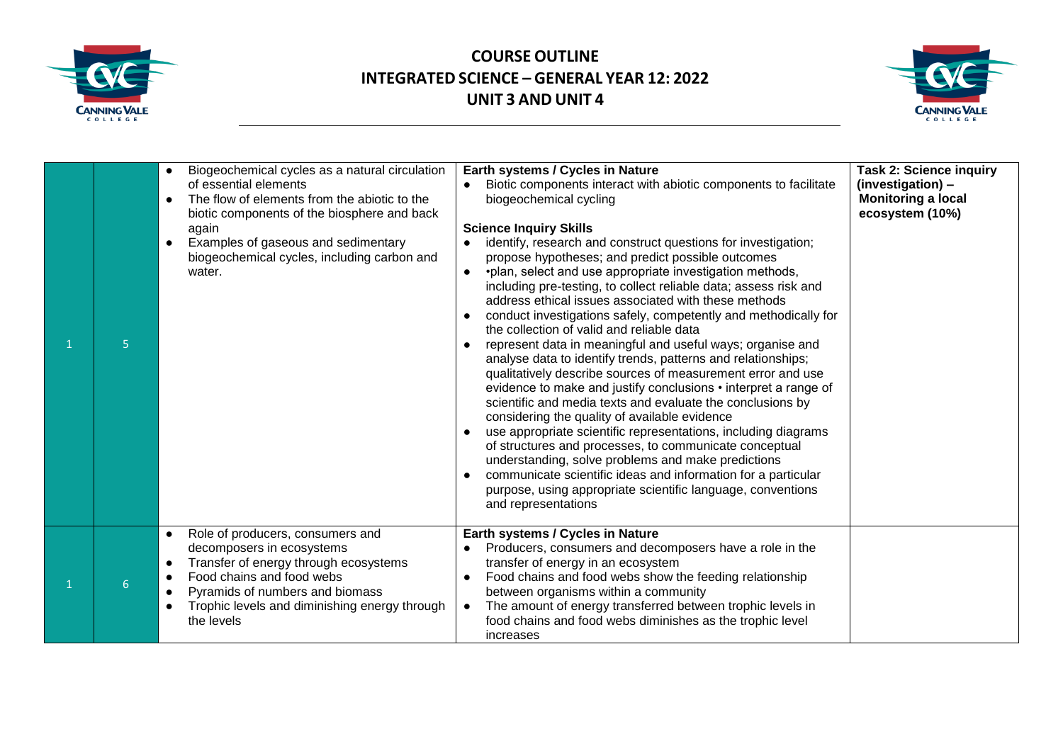# COURSE OUTLINE
# INTEGRATED SCIENCE – GENERAL YEAR 12: 2022
# UNIT 3 AND UNIT 4

| | | | | |
|---|---|---|---|---|
| 1 | 5 | • Biogeochemical cycles as a natural circulation of essential elements<br>• The flow of elements from the abiotic to the biotic components of the biosphere and back again<br>• Examples of gaseous and sedimentary biogeochemical cycles, including carbon and water. | **Earth systems / Cycles in Nature**<br>• Biotic components interact with abiotic components to facilitate biogeochemical cycling<br><br>**Science Inquiry Skills**<br>• identify, research and construct questions for investigation; propose hypotheses; and predict possible outcomes<br>• •plan, select and use appropriate investigation methods, including pre-testing, to collect reliable data; assess risk and address ethical issues associated with these methods<br>• conduct investigations safely, competently and methodically for the collection of valid and reliable data<br>• represent data in meaningful and useful ways; organise and analyse data to identify trends, patterns and relationships; qualitatively describe sources of measurement error and use evidence to make and justify conclusions • interpret a range of scientific and media texts and evaluate the conclusions by considering the quality of available evidence<br>• use appropriate scientific representations, including diagrams of structures and processes, to communicate conceptual understanding, solve problems and make predictions<br>• communicate scientific ideas and information for a particular purpose, using appropriate scientific language, conventions and representations | **Task 2: Science inquiry (investigation) – Monitoring a local ecosystem (10%)** |
| 1 | 6 | • Role of producers, consumers and decomposers in ecosystems<br>• Transfer of energy through ecosystems<br>• Food chains and food webs<br>• Pyramids of numbers and biomass<br>• Trophic levels and diminishing energy through the levels | **Earth systems / Cycles in Nature**<br>• Producers, consumers and decomposers have a role in the transfer of energy in an ecosystem<br>• Food chains and food webs show the feeding relationship between organisms within a community<br>• The amount of energy transferred between trophic levels in food chains and food webs diminishes as the trophic level increases | |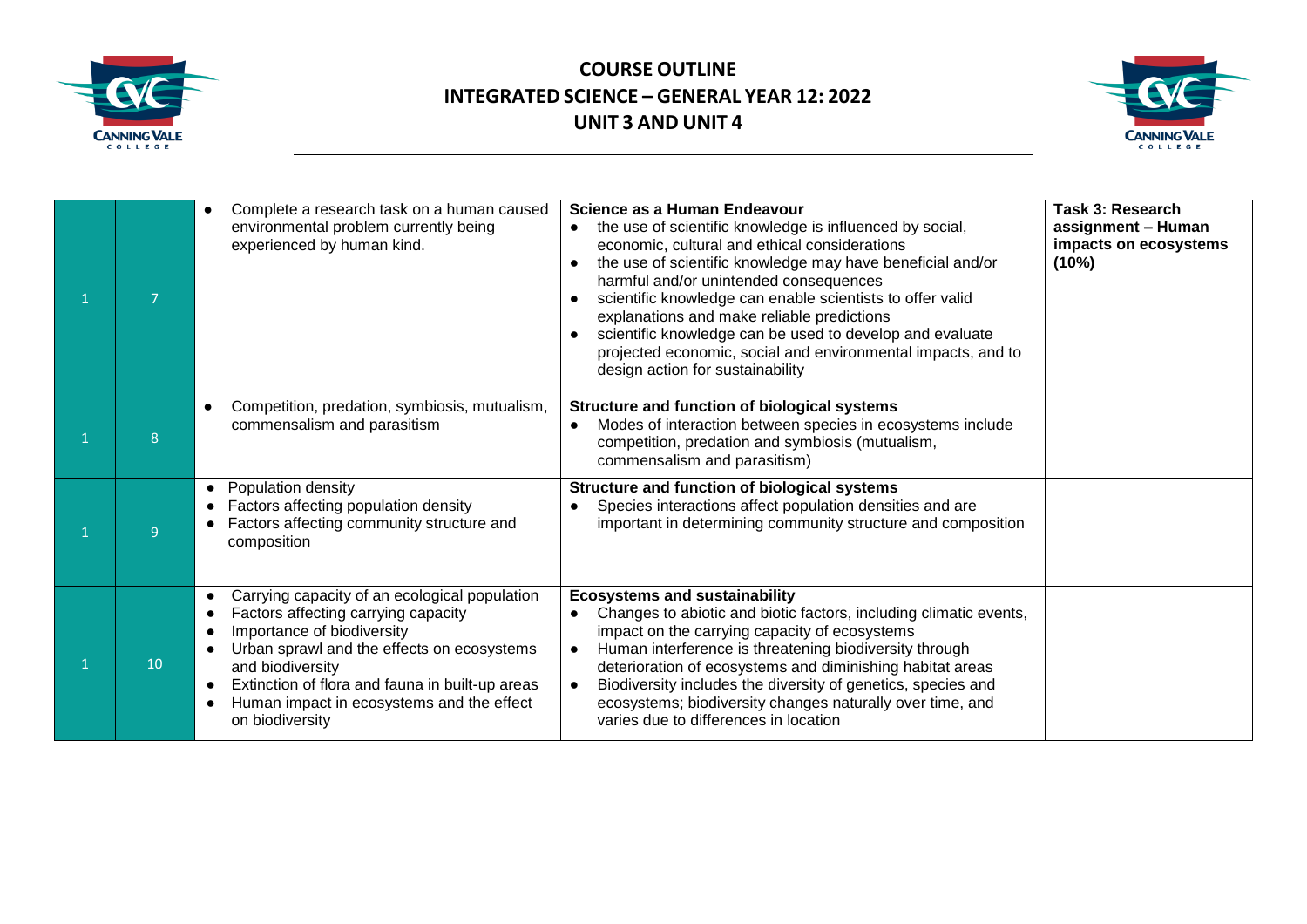# COURSE OUTLINE
# INTEGRATED SCIENCE – GENERAL YEAR 12: 2022
# UNIT 3 AND UNIT 4

| | | | | |
|---|---|---|---|---|
| 1 | 7 | • Complete a research task on a human caused environmental problem currently being experienced by human kind. | **Science as a Human Endeavour**<br>• the use of scientific knowledge is influenced by social, economic, cultural and ethical considerations<br>• the use of scientific knowledge may have beneficial and/or harmful and/or unintended consequences<br>• scientific knowledge can enable scientists to offer valid explanations and make reliable predictions<br>• scientific knowledge can be used to develop and evaluate projected economic, social and environmental impacts, and to design action for sustainability | **Task 3: Research assignment – Human impacts on ecosystems (10%)** |
| 1 | 8 | • Competition, predation, symbiosis, mutualism, commensalism and parasitism | **Structure and function of biological systems**<br>• Modes of interaction between species in ecosystems include competition, predation and symbiosis (mutualism, commensalism and parasitism) | |
| 1 | 9 | • Population density<br>• Factors affecting population density<br>• Factors affecting community structure and composition | **Structure and function of biological systems**<br>• Species interactions affect population densities and are important in determining community structure and composition | |
| 1 | 10 | • Carrying capacity of an ecological population<br>• Factors affecting carrying capacity<br>• Importance of biodiversity<br>• Urban sprawl and the effects on ecosystems and biodiversity<br>• Extinction of flora and fauna in built-up areas<br>• Human impact in ecosystems and the effect on biodiversity | **Ecosystems and sustainability**<br>• Changes to abiotic and biotic factors, including climatic events, impact on the carrying capacity of ecosystems<br>• Human interference is threatening biodiversity through deterioration of ecosystems and diminishing habitat areas<br>• Biodiversity includes the diversity of genetics, species and ecosystems; biodiversity changes naturally over time, and varies due to differences in location | |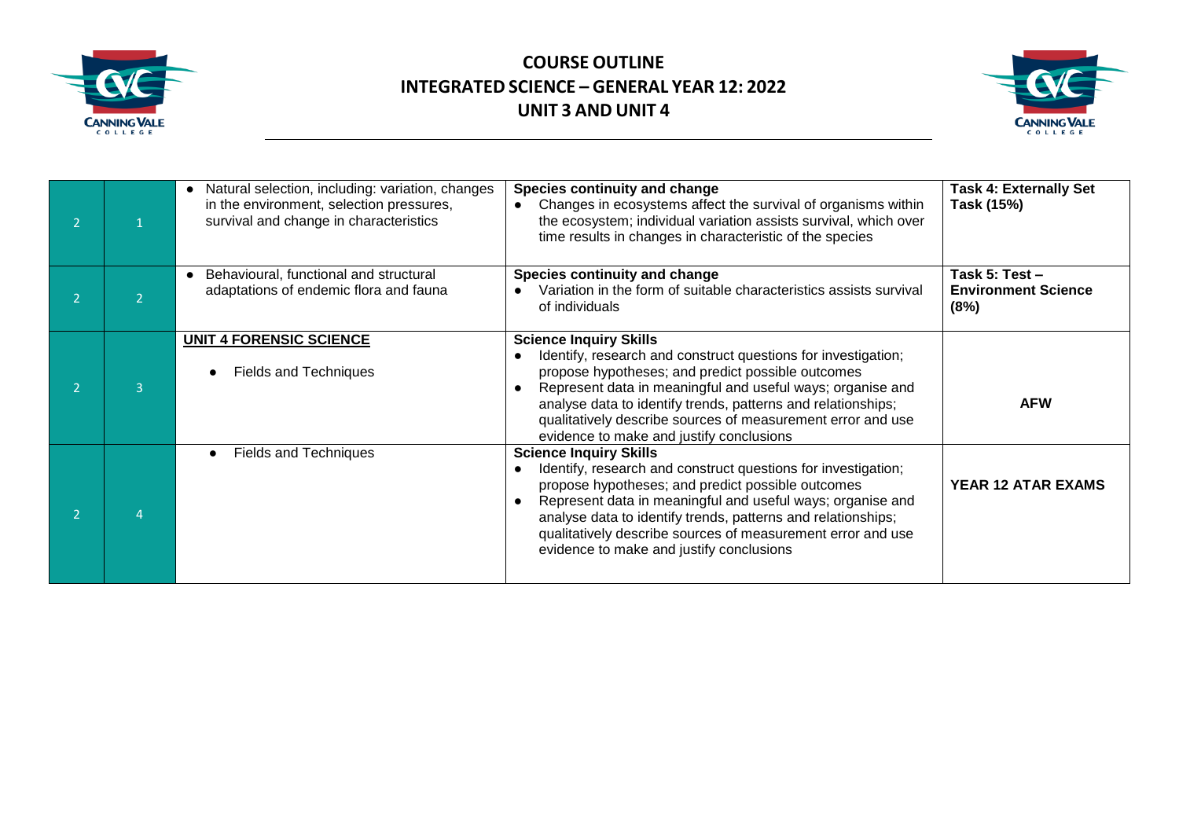# COURSE OUTLINE
## INTEGRATED SCIENCE – GENERAL YEAR 12: 2022
## UNIT 3 AND UNIT 4

| | | | | |
|---|---|---|---|---|
| 2 | 1 | • Natural selection, including: variation, changes in the environment, selection pressures, survival and change in characteristics | **Species continuity and change**<br>• Changes in ecosystems affect the survival of organisms within the ecosystem; individual variation assists survival, which over time results in changes in characteristic of the species | **Task 4: Externally Set Task (15%)** |
| 2 | 2 | • Behavioural, functional and structural adaptations of endemic flora and fauna | **Species continuity and change**<br>• Variation in the form of suitable characteristics assists survival of individuals | **Task 5: Test – Environment Science (8%)** |
| 2 | 3 | **UNIT 4 FORENSIC SCIENCE**<br>• Fields and Techniques | **Science Inquiry Skills**<br>• Identify, research and construct questions for investigation; propose hypotheses; and predict possible outcomes<br>• Represent data in meaningful and useful ways; organise and analyse data to identify trends, patterns and relationships; qualitatively describe sources of measurement error and use evidence to make and justify conclusions | **AFW** |
| 2 | 4 | • Fields and Techniques | **Science Inquiry Skills**<br>• Identify, research and construct questions for investigation; propose hypotheses; and predict possible outcomes<br>• Represent data in meaningful and useful ways; organise and analyse data to identify trends, patterns and relationships; qualitatively describe sources of measurement error and use evidence to make and justify conclusions | **YEAR 12 ATAR EXAMS** |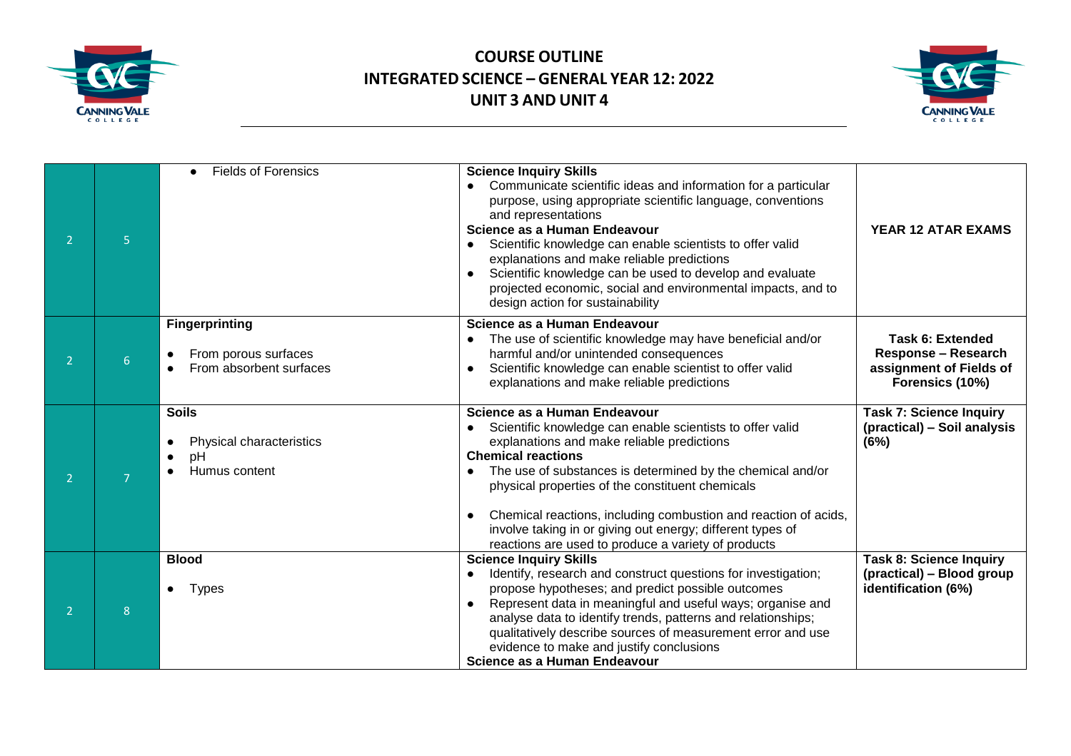# COURSE OUTLINE
## INTEGRATED SCIENCE – GENERAL YEAR 12: 2022
## UNIT 3 AND UNIT 4

| | | | | |
|---|---|---|---|---|
| 2 | 5 | • Fields of Forensics | **Science Inquiry Skills**<br>• Communicate scientific ideas and information for a particular purpose, using appropriate scientific language, conventions and representations<br>**Science as a Human Endeavour**<br>• Scientific knowledge can enable scientists to offer valid explanations and make reliable predictions<br>• Scientific knowledge can be used to develop and evaluate projected economic, social and environmental impacts, and to design action for sustainability | **YEAR 12 ATAR EXAMS** |
| 2 | 6 | **Fingerprinting**<br>• From porous surfaces<br>• From absorbent surfaces | **Science as a Human Endeavour**<br>• The use of scientific knowledge may have beneficial and/or harmful and/or unintended consequences<br>• Scientific knowledge can enable scientist to offer valid explanations and make reliable predictions | **Task 6: Extended Response – Research assignment of Fields of Forensics (10%)** |
| 2 | 7 | **Soils**<br>• Physical characteristics<br>• pH<br>• Humus content | **Science as a Human Endeavour**<br>• Scientific knowledge can enable scientists to offer valid explanations and make reliable predictions<br>**Chemical reactions**<br>• The use of substances is determined by the chemical and/or physical properties of the constituent chemicals<br>• Chemical reactions, including combustion and reaction of acids, involve taking in or giving out energy; different types of reactions are used to produce a variety of products | **Task 7: Science Inquiry (practical) – Soil analysis (6%)** |
| 2 | 8 | **Blood**<br>• Types | **Science Inquiry Skills**<br>• Identify, research and construct questions for investigation; propose hypotheses; and predict possible outcomes<br>• Represent data in meaningful and useful ways; organise and analyse data to identify trends, patterns and relationships; qualitatively describe sources of measurement error and use evidence to make and justify conclusions<br>**Science as a Human Endeavour** | **Task 8: Science Inquiry (practical) – Blood group identification (6%)** |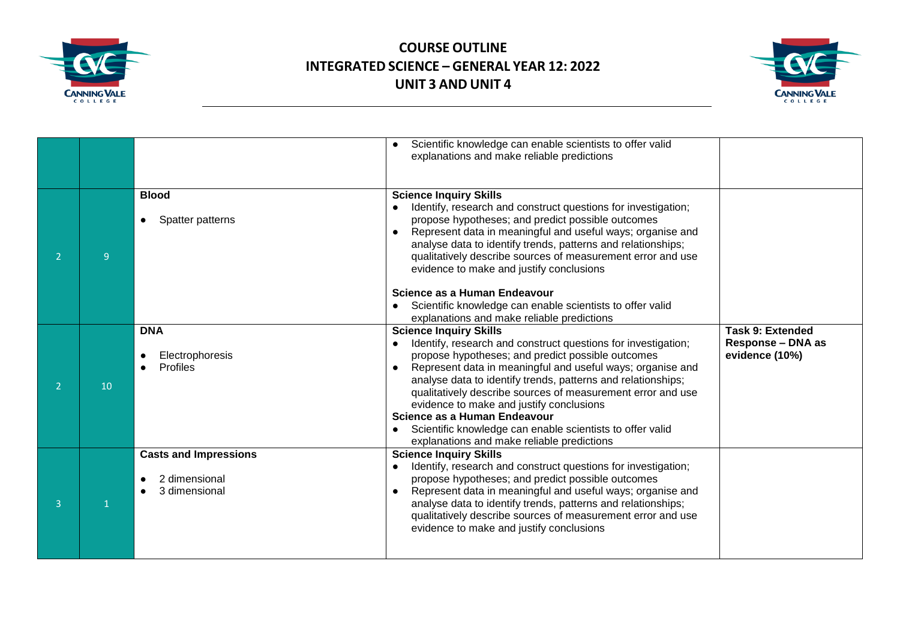| | | | | |
|---|---|---|---|---|
| | | | • Scientific knowledge can enable scientists to offer valid explanations and make reliable predictions | |
| 2 | 9 | **Blood**<br><br>• Spatter patterns | **Science Inquiry Skills**<br>• Identify, research and construct questions for investigation; propose hypotheses; and predict possible outcomes<br>• Represent data in meaningful and useful ways; organise and analyse data to identify trends, patterns and relationships; qualitatively describe sources of measurement error and use evidence to make and justify conclusions<br><br>**Science as a Human Endeavour**<br>• Scientific knowledge can enable scientists to offer valid explanations and make reliable predictions | |
| 2 | 10 | **DNA**<br><br>• Electrophoresis<br>• Profiles | **Science Inquiry Skills**<br>• Identify, research and construct questions for investigation; propose hypotheses; and predict possible outcomes<br>• Represent data in meaningful and useful ways; organise and analyse data to identify trends, patterns and relationships; qualitatively describe sources of measurement error and use evidence to make and justify conclusions<br>**Science as a Human Endeavour**<br>• Scientific knowledge can enable scientists to offer valid explanations and make reliable predictions | **Task 9: Extended Response – DNA as evidence (10%)** |
| 3 | 1 | **Casts and Impressions**<br><br>• 2 dimensional<br>• 3 dimensional | **Science Inquiry Skills**<br>• Identify, research and construct questions for investigation; propose hypotheses; and predict possible outcomes<br>• Represent data in meaningful and useful ways; organise and analyse data to identify trends, patterns and relationships; qualitatively describe sources of measurement error and use evidence to make and justify conclusions | |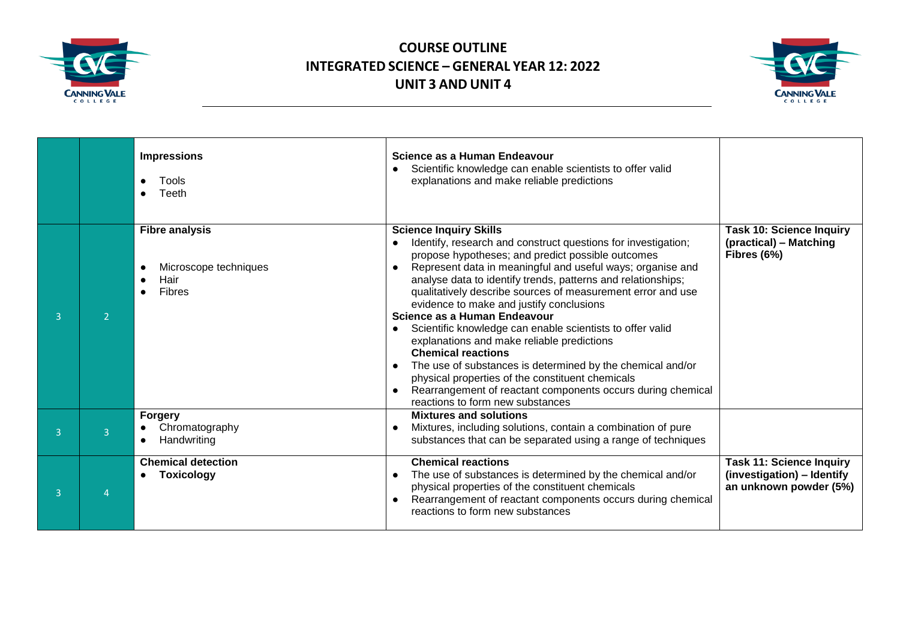# COURSE OUTLINE
## INTEGRATED SCIENCE – GENERAL YEAR 12: 2022
## UNIT 3 AND UNIT 4

| | | | | |
|---|---|---|---|---|
| | | **Impressions**<br>• Tools<br>• Teeth | **Science as a Human Endeavour**<br>• Scientific knowledge can enable scientists to offer valid explanations and make reliable predictions | |
| 3 | 2 | **Fibre analysis**<br>• Microscope techniques<br>• Hair<br>• Fibres | **Science Inquiry Skills**<br>• Identify, research and construct questions for investigation; propose hypotheses; and predict possible outcomes<br>• Represent data in meaningful and useful ways; organise and analyse data to identify trends, patterns and relationships; qualitatively describe sources of measurement error and use evidence to make and justify conclusions<br>**Science as a Human Endeavour**<br>• Scientific knowledge can enable scientists to offer valid explanations and make reliable predictions<br>**Chemical reactions**<br>• The use of substances is determined by the chemical and/or physical properties of the constituent chemicals<br>• Rearrangement of reactant components occurs during chemical reactions to form new substances | **Task 10: Science Inquiry (practical) – Matching Fibres (6%)** |
| 3 | 3 | **Forgery**<br>• Chromatography<br>• Handwriting | **Mixtures and solutions**<br>• Mixtures, including solutions, contain a combination of pure substances that can be separated using a range of techniques | |
| 3 | 4 | **Chemical detection**<br>• **Toxicology** | **Chemical reactions**<br>• The use of substances is determined by the chemical and/or physical properties of the constituent chemicals<br>• Rearrangement of reactant components occurs during chemical reactions to form new substances | **Task 11: Science Inquiry (investigation) – Identify an unknown powder (5%)** |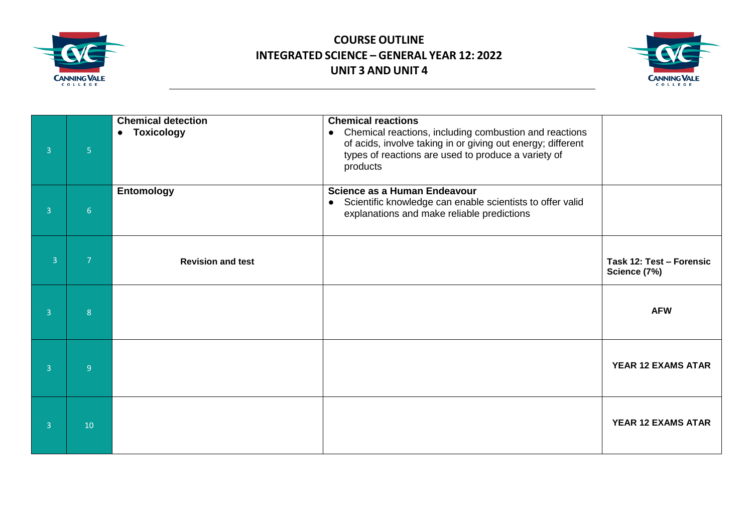# COURSE OUTLINE
## INTEGRATED SCIENCE – GENERAL YEAR 12: 2022
## UNIT 3 AND UNIT 4

| | | | | |
|---|---|---|---|---|
| 3 | 5 | **Chemical detection**<br>• **Toxicology** | **Chemical reactions**<br>• Chemical reactions, including combustion and reactions of acids, involve taking in or giving out energy; different types of reactions are used to produce a variety of products | |
| 3 | 6 | **Entomology** | **Science as a Human Endeavour**<br>• Scientific knowledge can enable scientists to offer valid explanations and make reliable predictions | |
| 3 | 7 | **Revision and test** | | **Task 12: Test – Forensic Science (7%)** |
| 3 | 8 | | | **AFW** |
| 3 | 9 | | | **YEAR 12 EXAMS ATAR** |
| 3 | 10 | | | **YEAR 12 EXAMS ATAR** |